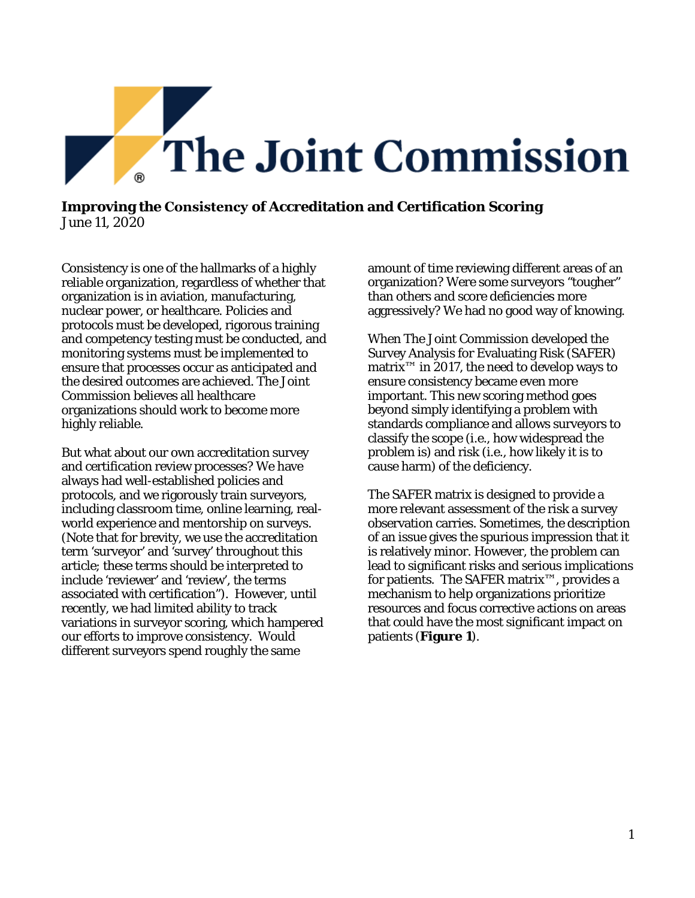# The Joint Commission

**Improving the Consistency of Accreditation and Certification Scoring**
June 11, 2020

Consistency is one of the hallmarks of a highly reliable organization, regardless of whether that organization is in aviation, manufacturing, nuclear power, or healthcare. Policies and protocols must be developed, rigorous training and competency testing must be conducted, and monitoring systems must be implemented to ensure that processes occur as anticipated and the desired outcomes are achieved. The Joint Commission believes all healthcare organizations should work to become more highly reliable.

But what about our own accreditation survey and certification review processes? We have always had well-established policies and protocols, and we rigorously train surveyors, including classroom time, online learning, real-world experience and mentorship on surveys. (Note that for brevity, we use the accreditation term 'surveyor' and 'survey' throughout this article; these terms should be interpreted to include 'reviewer' and 'review', the terms associated with certification"). However, until recently, we had limited ability to track variations in surveyor scoring, which hampered our efforts to improve consistency. Would different surveyors spend roughly the same amount of time reviewing different areas of an organization? Were some surveyors "tougher" than others and score deficiencies more aggressively? We had no good way of knowing.

When The Joint Commission developed the Survey Analysis for Evaluating Risk (SAFER) matrix™ in 2017, the need to develop ways to ensure consistency became even more important. This new scoring method goes beyond simply identifying a problem with standards compliance and allows surveyors to classify the scope (i.e., how widespread the problem is) and risk (i.e., how likely it is to cause harm) of the deficiency.

The SAFER matrix is designed to provide a more relevant assessment of the risk a survey observation carries. Sometimes, the description of an issue gives the spurious impression that it is relatively minor. However, the problem can lead to significant risks and serious implications for patients. The SAFER matrix™, provides a mechanism to help organizations prioritize resources and focus corrective actions on areas that could have the most significant impact on patients (**Figure 1**).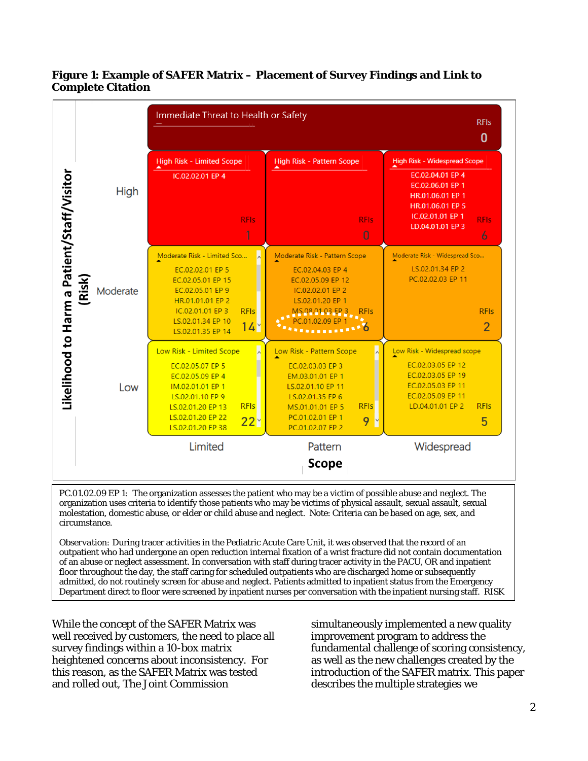**Figure 1: Example of SAFER Matrix – Placement of Survey Findings and Link to Complete Citation**

| Likelihood to Harm a Patient/Staff/Visitor (Risk) | Limited | Pattern | Widespread |
|---|---|---|---|
| Immediate Threat to Health or Safety | RFIs 0 | | |
| High | High Risk - Limited Scope: IC.02.02.01 EP 4 — RFIs 1 | High Risk - Pattern Scope — RFIs 0 | High Risk - Widespread Scope: EC.02.04.01 EP 4, EC.02.06.01 EP 1, HR.01.06.01 EP 1, HR.01.06.01 EP 5, IC.02.01.01 EP 1, LD.04.01.01 EP 3 — RFIs 6 |
| Moderate | Moderate Risk - Limited Sco...: EC.02.02.01 EP 5, EC.02.05.01 EP 15, EC.02.05.01 EP 9, HR.01.01.01 EP 2, IC.02.01.01 EP 3, LS.02.01.34 EP 10, LS.02.01.35 EP 14 — RFIs 14 | Moderate Risk - Pattern Scope: EC.02.04.03 EP 4, EC.02.05.09 EP 12, IC.02.02.01 EP 2, LS.02.01.20 EP 1, MS.08.01.03 EP 3, PC.01.02.09 EP 1 — RFIs 6 | Moderate Risk - Widespread Sco...: LS.02.01.34 EP 2, PC.02.02.03 EP 11 — RFIs 2 |
| Low | Low Risk - Limited Scope: EC.02.05.07 EP 5, EC.02.05.09 EP 4, IM.02.01.01 EP 1, LS.02.01.10 EP 9, LS.02.01.20 EP 13, LS.02.01.20 EP 22, LS.02.01.20 EP 38 — RFIs 22 | Low Risk - Pattern Scope: EC.02.03.03 EP 3, EM.03.01.01 EP 1, LS.02.01.10 EP 11, LS.02.01.35 EP 6, MS.01.01.01 EP 5, PC.01.02.01 EP 1, PC.01.02.07 EP 2 — RFIs 9 | Low Risk - Widespread scope: EC.02.03.05 EP 12, EC.02.03.05 EP 19, EC.02.05.03 EP 11, EC.02.05.09 EP 11, LD.04.01.01 EP 2 — RFIs 5 |

**Scope**

PC.01.02.09 EP 1: The organization assesses the patient who may be a victim of possible abuse and neglect. The organization uses criteria to identify those patients who may be victims of physical assault, sexual assault, sexual molestation, domestic abuse, or elder or child abuse and neglect. Note: Criteria can be based on age, sex, and circumstance.

Observation: During tracer activities in the Pediatric Acute Care Unit, it was observed that the record of an outpatient who had undergone an open reduction internal fixation of a wrist fracture did not contain documentation of an abuse or neglect assessment. In conversation with staff during tracer activity in the PACU, OR and inpatient floor throughout the day, the staff caring for scheduled outpatients who are discharged home or subsequently admitted, do not routinely screen for abuse and neglect. Patients admitted to inpatient status from the Emergency Department direct to floor were screened by inpatient nurses per conversation with the inpatient nursing staff. RISK

While the concept of the SAFER Matrix was well received by customers, the need to place all survey findings within a 10-box matrix heightened concerns about inconsistency. For this reason, as the SAFER Matrix was tested and rolled out, The Joint Commission simultaneously implemented a new quality improvement program to address the fundamental challenge of scoring consistency, as well as the new challenges created by the introduction of the SAFER matrix. This paper describes the multiple strategies we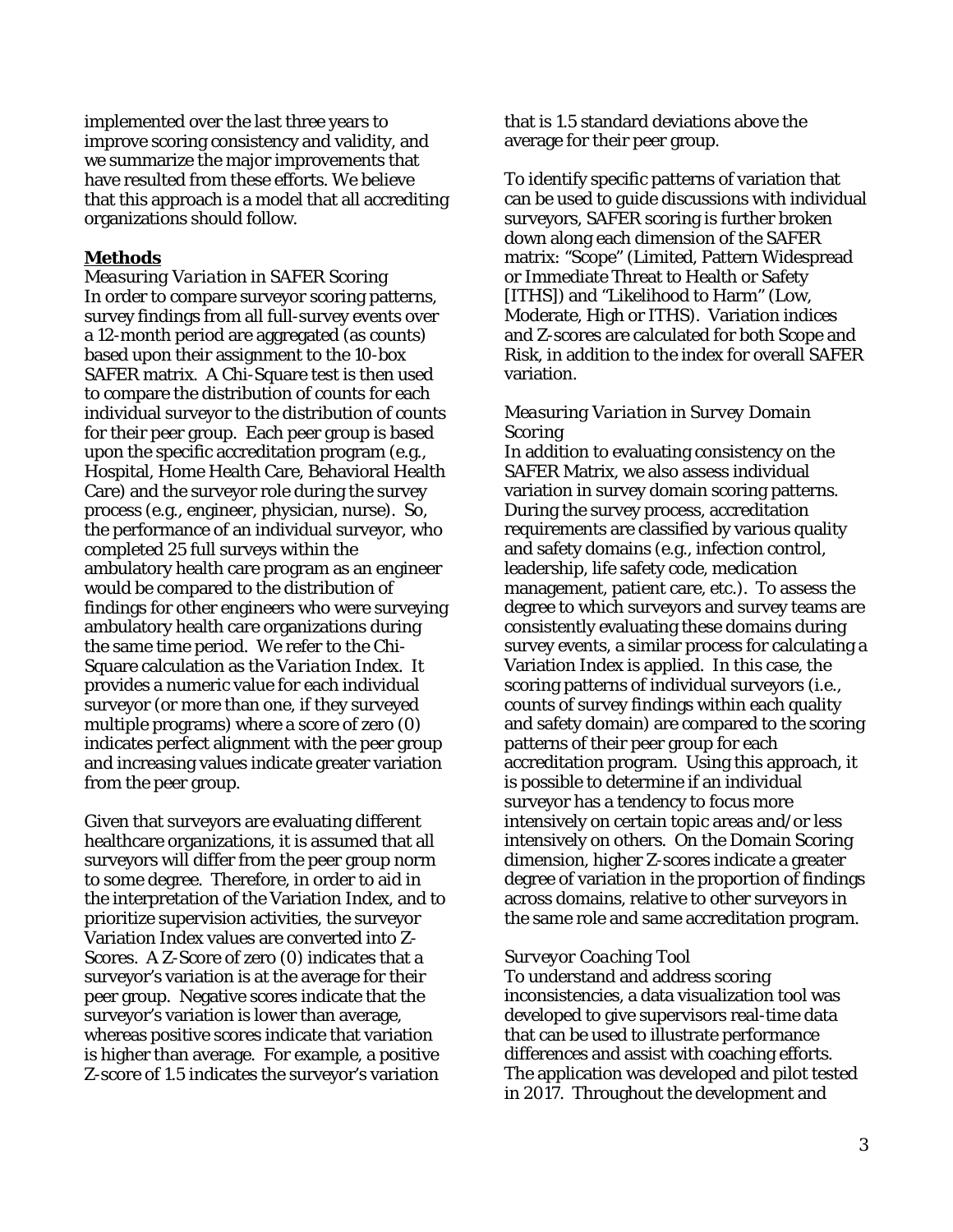implemented over the last three years to improve scoring consistency and validity, and we summarize the major improvements that have resulted from these efforts. We believe that this approach is a model that all accrediting organizations should follow.

## Methods

### *Measuring Variation in SAFER Scoring*

In order to compare surveyor scoring patterns, survey findings from all full-survey events over a 12-month period are aggregated (as counts) based upon their assignment to the 10-box SAFER matrix. A Chi-Square test is then used to compare the distribution of counts for each individual surveyor to the distribution of counts for their peer group. Each peer group is based upon the specific accreditation program (e.g., Hospital, Home Health Care, Behavioral Health Care) and the surveyor role during the survey process (e.g., engineer, physician, nurse). So, the performance of an individual surveyor, who completed 25 full surveys within the ambulatory health care program as an engineer would be compared to the distribution of findings for other engineers who were surveying ambulatory health care organizations during the same time period. We refer to the Chi-Square calculation as the *Variation Index*. It provides a numeric value for each individual surveyor (or more than one, if they surveyed multiple programs) where a score of zero (0) indicates perfect alignment with the peer group and increasing values indicate greater variation from the peer group.

Given that surveyors are evaluating different healthcare organizations, it is assumed that all surveyors will differ from the peer group norm to some degree. Therefore, in order to aid in the interpretation of the Variation Index, and to prioritize supervision activities, the surveyor Variation Index values are converted into Z-Scores. A Z-Score of zero (0) indicates that a surveyor's variation is at the average for their peer group. Negative scores indicate that the surveyor's variation is lower than average, whereas positive scores indicate that variation is higher than average. For example, a positive Z-score of 1.5 indicates the surveyor's variation that is 1.5 standard deviations above the average for their peer group.

To identify specific patterns of variation that can be used to guide discussions with individual surveyors, SAFER scoring is further broken down along each dimension of the SAFER matrix: "Scope" (Limited, Pattern Widespread or Immediate Threat to Health or Safety [ITHS]) and "Likelihood to Harm" (Low, Moderate, High or ITHS). Variation indices and Z-scores are calculated for both Scope and Risk, in addition to the index for overall SAFER variation.

### *Measuring Variation in Survey Domain Scoring*

In addition to evaluating consistency on the SAFER Matrix, we also assess individual variation in survey domain scoring patterns. During the survey process, accreditation requirements are classified by various quality and safety domains (e.g., infection control, leadership, life safety code, medication management, patient care, etc.). To assess the degree to which surveyors and survey teams are consistently evaluating these domains during survey events, a similar process for calculating a Variation Index is applied. In this case, the scoring patterns of individual surveyors (i.e., counts of survey findings within each quality and safety domain) are compared to the scoring patterns of their peer group for each accreditation program. Using this approach, it is possible to determine if an individual surveyor has a tendency to focus more intensively on certain topic areas and/or less intensively on others. On the Domain Scoring dimension, higher Z-scores indicate a greater degree of variation in the proportion of findings across domains, relative to other surveyors in the same role and same accreditation program.

### *Surveyor Coaching Tool*

To understand and address scoring inconsistencies, a data visualization tool was developed to give supervisors real-time data that can be used to illustrate performance differences and assist with coaching efforts. The application was developed and pilot tested in 2017. Throughout the development and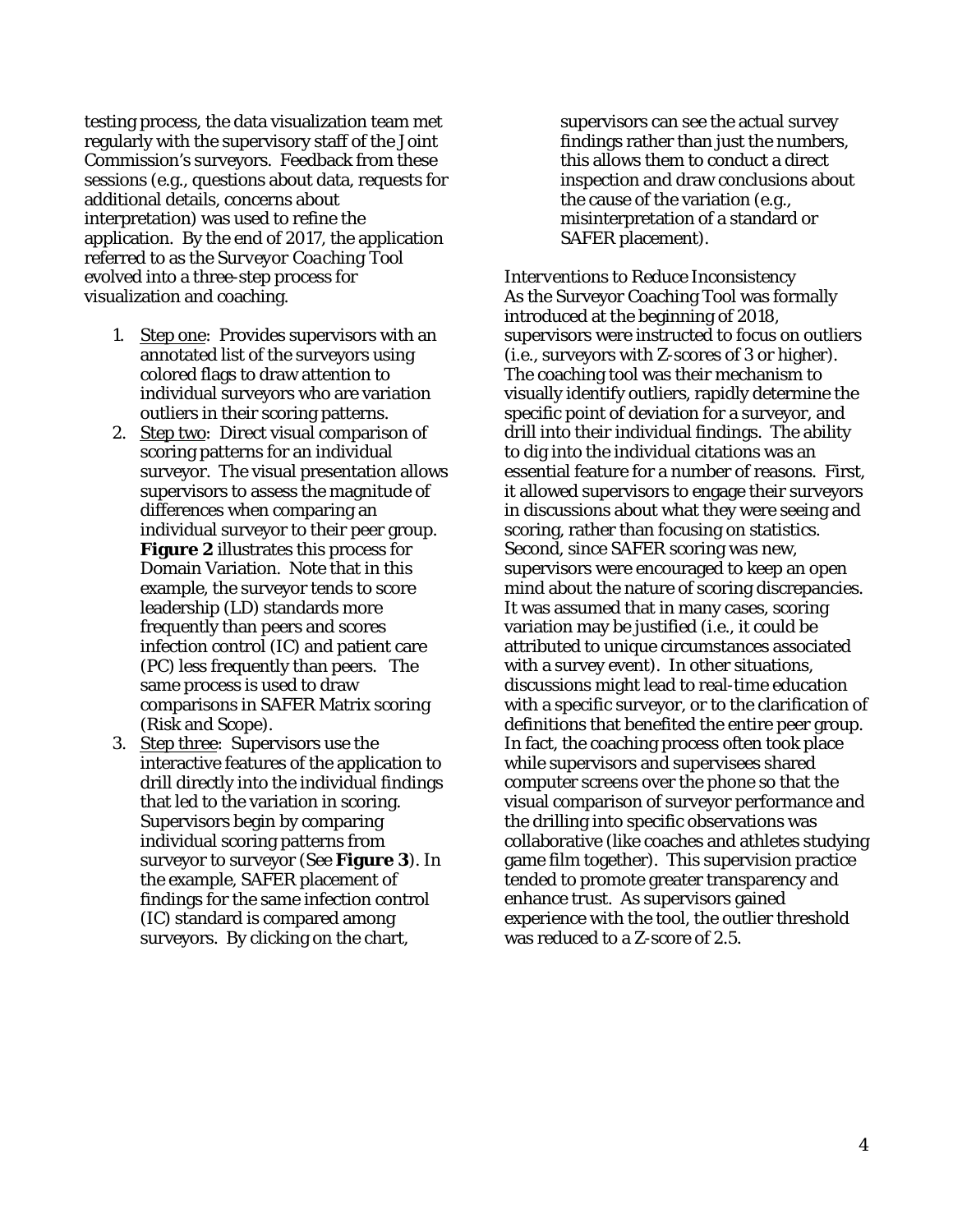testing process, the data visualization team met regularly with the supervisory staff of the Joint Commission's surveyors. Feedback from these sessions (e.g., questions about data, requests for additional details, concerns about interpretation) was used to refine the application. By the end of 2017, the application referred to as the *Surveyor Coaching Tool* evolved into a three-step process for visualization and coaching.

1. Step one: Provides supervisors with an annotated list of the surveyors using colored flags to draw attention to individual surveyors who are variation outliers in their scoring patterns.
2. Step two: Direct visual comparison of scoring patterns for an individual surveyor. The visual presentation allows supervisors to assess the magnitude of differences when comparing an individual surveyor to their peer group. **Figure 2** illustrates this process for Domain Variation. Note that in this example, the surveyor tends to score leadership (LD) standards more frequently than peers and scores infection control (IC) and patient care (PC) less frequently than peers. The same process is used to draw comparisons in SAFER Matrix scoring (Risk and Scope).
3. Step three: Supervisors use the interactive features of the application to drill directly into the individual findings that led to the variation in scoring. Supervisors begin by comparing individual scoring patterns from surveyor to surveyor (See **Figure 3**). In the example, SAFER placement of findings for the same infection control (IC) standard is compared among surveyors. By clicking on the chart, supervisors can see the actual survey findings rather than just the numbers, this allows them to conduct a direct inspection and draw conclusions about the cause of the variation (e.g., misinterpretation of a standard or SAFER placement).

Interventions to Reduce Inconsistency

As the Surveyor Coaching Tool was formally introduced at the beginning of 2018, supervisors were instructed to focus on outliers (i.e., surveyors with Z-scores of 3 or higher). The coaching tool was their mechanism to visually identify outliers, rapidly determine the specific point of deviation for a surveyor, and drill into their individual findings. The ability to dig into the individual citations was an essential feature for a number of reasons. First, it allowed supervisors to engage their surveyors in discussions about what they were seeing and scoring, rather than focusing on statistics. Second, since SAFER scoring was new, supervisors were encouraged to keep an open mind about the nature of scoring discrepancies. It was assumed that in many cases, scoring variation may be justified (i.e., it could be attributed to unique circumstances associated with a survey event). In other situations, discussions might lead to real-time education with a specific surveyor, or to the clarification of definitions that benefited the entire peer group. In fact, the coaching process often took place while supervisors and supervisees shared computer screens over the phone so that the visual comparison of surveyor performance and the drilling into specific observations was collaborative (like coaches and athletes studying game film together). This supervision practice tended to promote greater transparency and enhance trust. As supervisors gained experience with the tool, the outlier threshold was reduced to a Z-score of 2.5.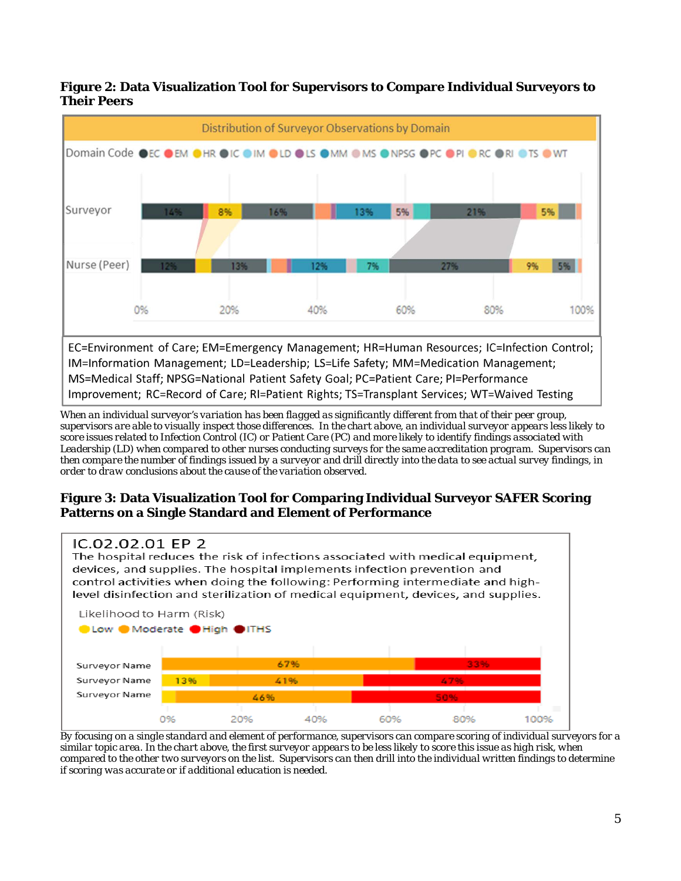**Figure 2: Data Visualization Tool for Supervisors to Compare Individual Surveyors to Their Peers**

Distribution of Surveyor Observations by Domain

Domain Code: EC, EM, HR, IC, IM, LD, LS, MM, MS, NPSG, PC, PI, RC, RI, TS, WT

Surveyor: 14%, 8%, 16%, 13%, 5%, 21%, 5%

Nurse (Peer): 12%, 13%, 12%, 7%, 27%, 9%, 5%

0% 20% 40% 60% 80% 100%

EC=Environment of Care; EM=Emergency Management; HR=Human Resources; IC=Infection Control; IM=Information Management; LD=Leadership; LS=Life Safety; MM=Medication Management; MS=Medical Staff; NPSG=National Patient Safety Goal; PC=Patient Care; PI=Performance Improvement; RC=Record of Care; RI=Patient Rights; TS=Transplant Services; WT=Waived Testing

When an individual surveyor's variation has been flagged as significantly different from that of their peer group, supervisors are able to visually inspect those differences. In the chart above, an individual surveyor appears less likely to score issues related to Infection Control (IC) or Patient Care (PC) and more likely to identify findings associated with Leadership (LD) when compared to other nurses conducting surveys for the same accreditation program. Supervisors can then compare the number of findings issued by a surveyor and drill directly into the data to see actual survey findings, in order to draw conclusions about the cause of the variation observed.

**Figure 3: Data Visualization Tool for Comparing Individual Surveyor SAFER Scoring Patterns on a Single Standard and Element of Performance**

IC.02.02.01 EP 2

The hospital reduces the risk of infections associated with medical equipment, devices, and supplies. The hospital implements infection prevention and control activities when doing the following: Performing intermediate and high-level disinfection and sterilization of medical equipment, devices, and supplies.

Likelihood to Harm (Risk): Low, Moderate, High, ITHS

| | Low | Moderate | High |
|---|---|---|---|
| Surveyor Name | | 67% | 33% |
| Surveyor Name | 13% | 41% | 47% |
| Surveyor Name | | 46% | 50% |

0% 20% 40% 60% 80% 100%

By focusing on a single standard and element of performance, supervisors can compare scoring of individual surveyors for a similar topic area. In the chart above, the first surveyor appears to be less likely to score this issue as high risk, when compared to the other two surveyors on the list. Supervisors can then drill into the individual written findings to determine if scoring was accurate or if additional education is needed.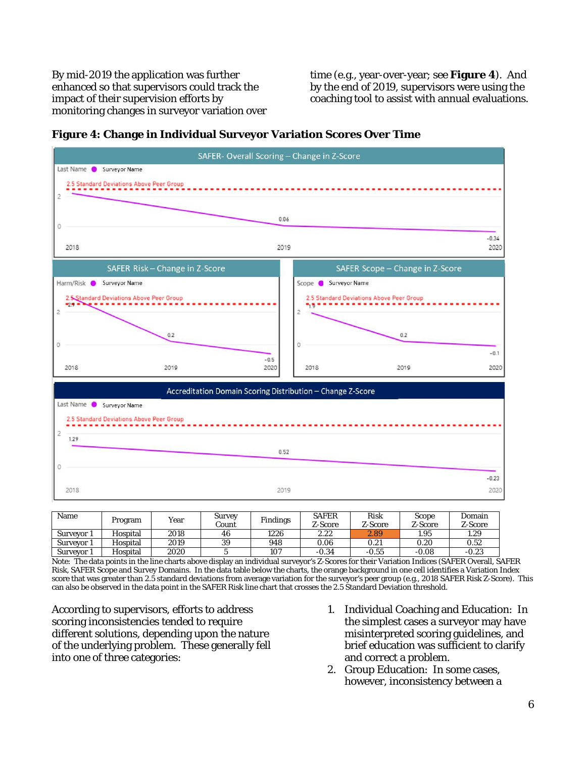By mid-2019 the application was further enhanced so that supervisors could track the impact of their supervision efforts by monitoring changes in surveyor variation over time (e.g., year-over-year; see **Figure 4**). And by the end of 2019, supervisors were using the coaching tool to assist with annual evaluations.

**Figure 4: Change in Individual Surveyor Variation Scores Over Time**

SAFER- Overall Scoring – Change in Z-Score

Last Name ● Surveyor Name

2.5 Standard Deviations Above Peer Group

2018 | 2019: 0.06 | 2020: -0.34

SAFER Risk – Change in Z-Score

Harm/Risk ● Surveyor Name

2.5 Standard Deviations Above Peer Group

2018: 2.9 | 2019: 0.2 | 2020: -0.5

SAFER Scope – Change in Z-Score

Scope ● Surveyor Name

2.5 Standard Deviations Above Peer Group

2018: 1.9 | 2019: 0.2 | 2020: -0.1

Accreditation Domain Scoring Distribution – Change Z-Score

Last Name ● Surveyor Name

2.5 Standard Deviations Above Peer Group

2018: 1.29 | 2019: 0.52 | 2020: -0.23

| Name | Program | Year | Survey Count | Findings | SAFER Z-Score | Risk Z-Score | Scope Z-Score | Domain Z-Score |
|---|---|---|---|---|---|---|---|---|
| Surveyor 1 | Hospital | 2018 | 46 | 1226 | 2.22 | 2.89 | 1.95 | 1.29 |
| Surveyor 1 | Hospital | 2019 | 39 | 948 | 0.06 | 0.21 | 0.20 | 0.52 |
| Surveyor 1 | Hospital | 2020 | 5 | 107 | -0.34 | -0.55 | -0.08 | -0.23 |

Note: The data points in the line charts above display an individual surveyor's Z-Scores for their Variation Indices (SAFER Overall, SAFER Risk, SAFER Scope and Survey Domains. In the data table below the charts, the orange background in one cell identifies a Variation Index score that was greater than 2.5 standard deviations from average variation for the surveyor's peer group (e.g., 2018 SAFER Risk Z-Score). This can also be observed in the data point in the SAFER Risk line chart that crosses the 2.5 Standard Deviation threshold.

According to supervisors, efforts to address scoring inconsistencies tended to require different solutions, depending upon the nature of the underlying problem. These generally fell into one of three categories:

1. Individual Coaching and Education: In the simplest cases a surveyor may have misinterpreted scoring guidelines, and brief education was sufficient to clarify and correct a problem.
2. Group Education: In some cases, however, inconsistency between a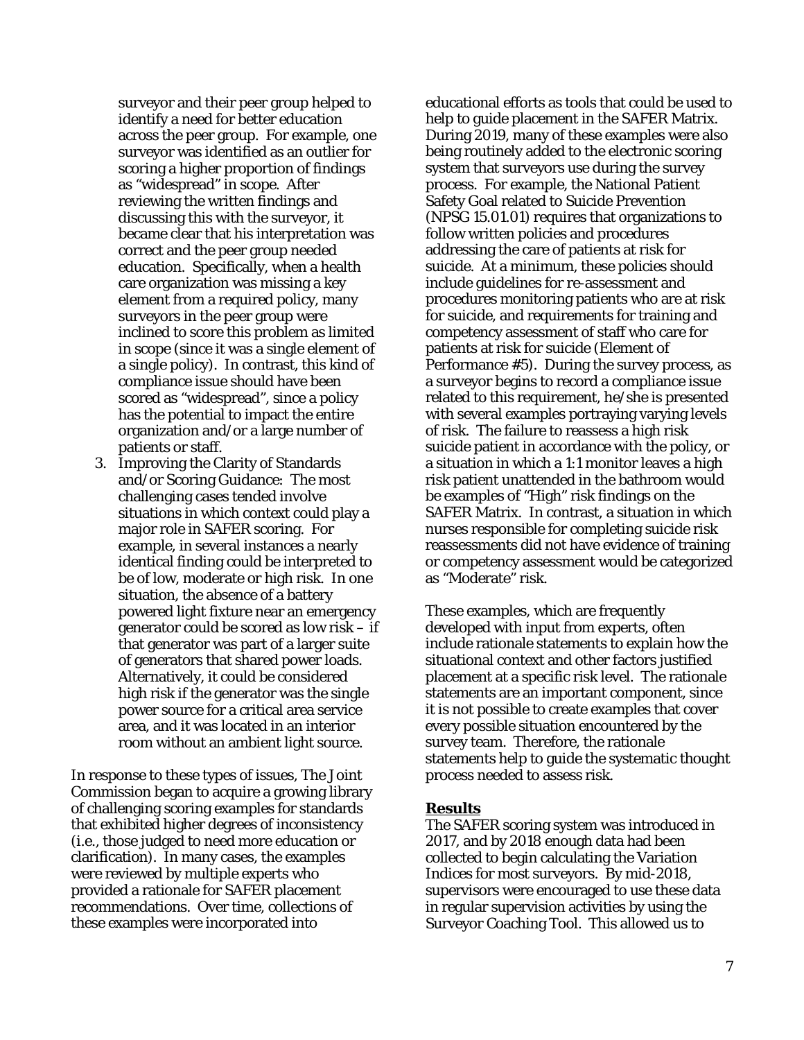surveyor and their peer group helped to identify a need for better education across the peer group. For example, one surveyor was identified as an outlier for scoring a higher proportion of findings as "widespread" in scope. After reviewing the written findings and discussing this with the surveyor, it became clear that his interpretation was correct and the peer group needed education. Specifically, when a health care organization was missing a key element from a required policy, many surveyors in the peer group were inclined to score this problem as limited in scope (since it was a single element of a single policy). In contrast, this kind of compliance issue should have been scored as "widespread", since a policy has the potential to impact the entire organization and/or a large number of patients or staff.

3. Improving the Clarity of Standards and/or Scoring Guidance: The most challenging cases tended involve situations in which context could play a major role in SAFER scoring. For example, in several instances a nearly identical finding could be interpreted to be of low, moderate or high risk. In one situation, the absence of a battery powered light fixture near an emergency generator could be scored as low risk – if that generator was part of a larger suite of generators that shared power loads. Alternatively, it could be considered high risk if the generator was the single power source for a critical area service area, and it was located in an interior room without an ambient light source.

In response to these types of issues, The Joint Commission began to acquire a growing library of challenging scoring examples for standards that exhibited higher degrees of inconsistency (i.e., those judged to need more education or clarification). In many cases, the examples were reviewed by multiple experts who provided a rationale for SAFER placement recommendations. Over time, collections of these examples were incorporated into educational efforts as tools that could be used to help to guide placement in the SAFER Matrix. During 2019, many of these examples were also being routinely added to the electronic scoring system that surveyors use during the survey process. For example, the National Patient Safety Goal related to Suicide Prevention (NPSG 15.01.01) requires that organizations to follow written policies and procedures addressing the care of patients at risk for suicide. At a minimum, these policies should include guidelines for re-assessment and procedures monitoring patients who are at risk for suicide, and requirements for training and competency assessment of staff who care for patients at risk for suicide (Element of Performance #5). During the survey process, as a surveyor begins to record a compliance issue related to this requirement, he/she is presented with several examples portraying varying levels of risk. The failure to reassess a high risk suicide patient in accordance with the policy, or a situation in which a 1:1 monitor leaves a high risk patient unattended in the bathroom would be examples of "High" risk findings on the SAFER Matrix. In contrast, a situation in which nurses responsible for completing suicide risk reassessments did not have evidence of training or competency assessment would be categorized as "Moderate" risk.

These examples, which are frequently developed with input from experts, often include rationale statements to explain how the situational context and other factors justified placement at a specific risk level. The rationale statements are an important component, since it is not possible to create examples that cover every possible situation encountered by the survey team. Therefore, the rationale statements help to guide the systematic thought process needed to assess risk.

## Results

The SAFER scoring system was introduced in 2017, and by 2018 enough data had been collected to begin calculating the Variation Indices for most surveyors. By mid-2018, supervisors were encouraged to use these data in regular supervision activities by using the Surveyor Coaching Tool. This allowed us to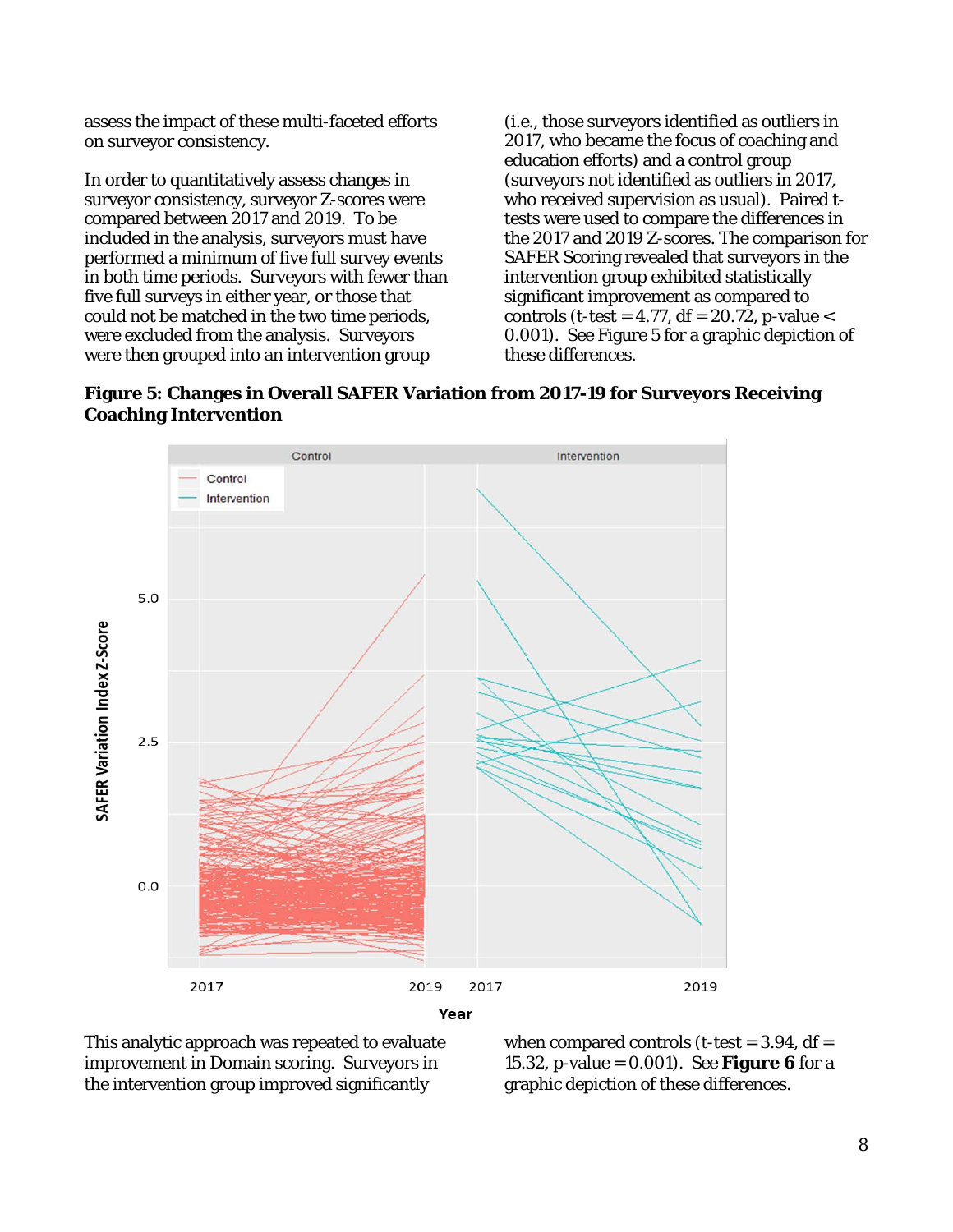assess the impact of these multi-faceted efforts on surveyor consistency.

In order to quantitatively assess changes in surveyor consistency, surveyor Z-scores were compared between 2017 and 2019. To be included in the analysis, surveyors must have performed a minimum of five full survey events in both time periods. Surveyors with fewer than five full surveys in either year, or those that could not be matched in the two time periods, were excluded from the analysis. Surveyors were then grouped into an intervention group (i.e., those surveyors identified as outliers in 2017, who became the focus of coaching and education efforts) and a control group (surveyors not identified as outliers in 2017, who received supervision as usual). Paired t-tests were used to compare the differences in the 2017 and 2019 Z-scores. The comparison for SAFER Scoring revealed that surveyors in the intervention group exhibited statistically significant improvement as compared to controls (t-test = 4.77, df = 20.72, p-value < 0.001). See Figure 5 for a graphic depiction of these differences.

**Figure 5: Changes in Overall SAFER Variation from 2017-19 for Surveyors Receiving Coaching Intervention**

This analytic approach was repeated to evaluate improvement in Domain scoring. Surveyors in the intervention group improved significantly when compared controls (t-test = 3.94, df = 15.32, p-value = 0.001). See **Figure 6** for a graphic depiction of these differences.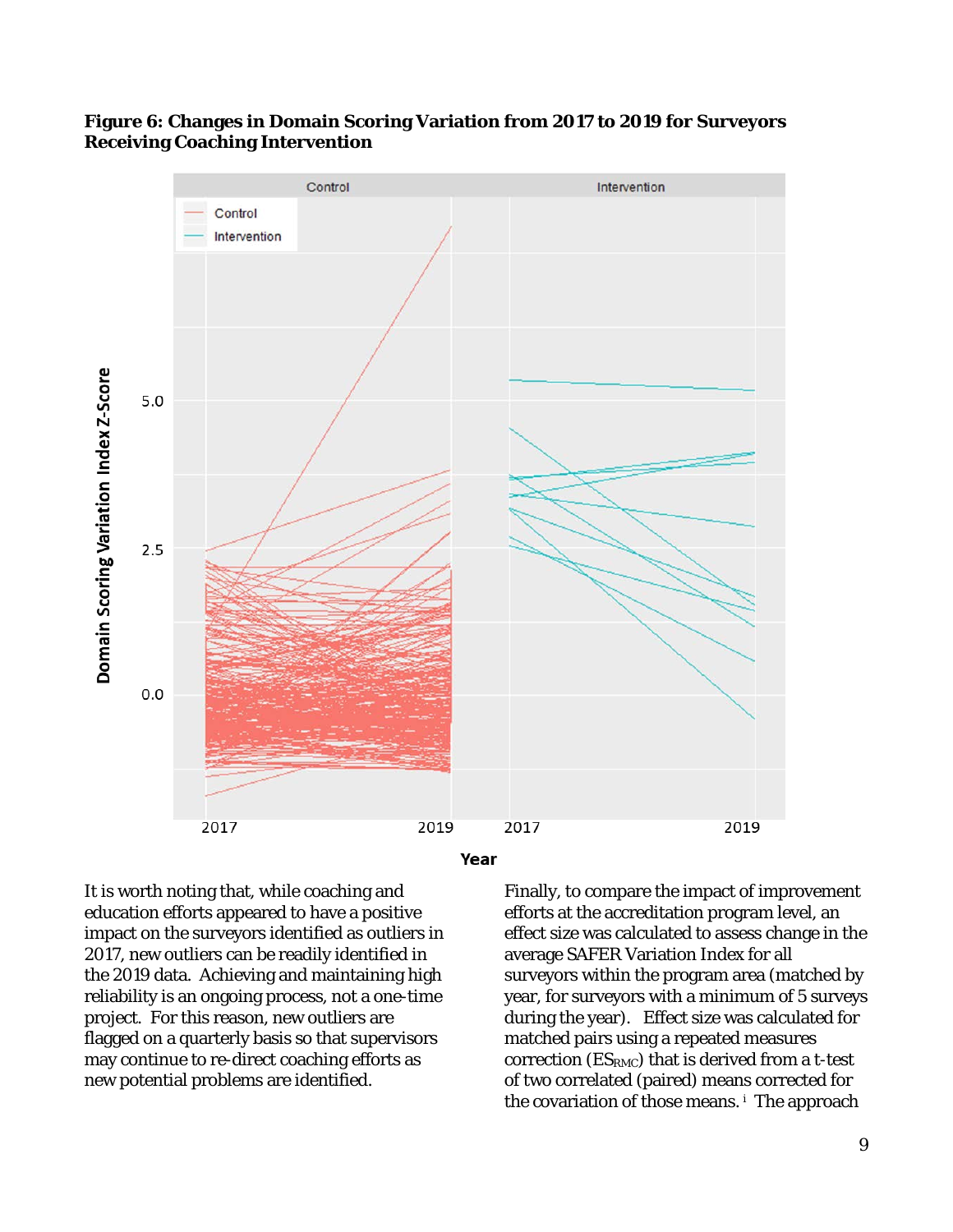**Figure 6: Changes in Domain Scoring Variation from 2017 to 2019 for Surveyors Receiving Coaching Intervention**

It is worth noting that, while coaching and education efforts appeared to have a positive impact on the surveyors identified as outliers in 2017, new outliers can be readily identified in the 2019 data. Achieving and maintaining high reliability is an ongoing process, not a one-time project. For this reason, new outliers are flagged on a quarterly basis so that supervisors may continue to re-direct coaching efforts as new potential problems are identified.

Finally, to compare the impact of improvement efforts at the accreditation program level, an effect size was calculated to assess change in the average SAFER Variation Index for all surveyors within the program area (matched by year, for surveyors with a minimum of 5 surveys during the year). Effect size was calculated for matched pairs using a repeated measures correction ($ES_{RMC}$) that is derived from a t-test of two correlated (paired) means corrected for the covariation of those means.[i] The approach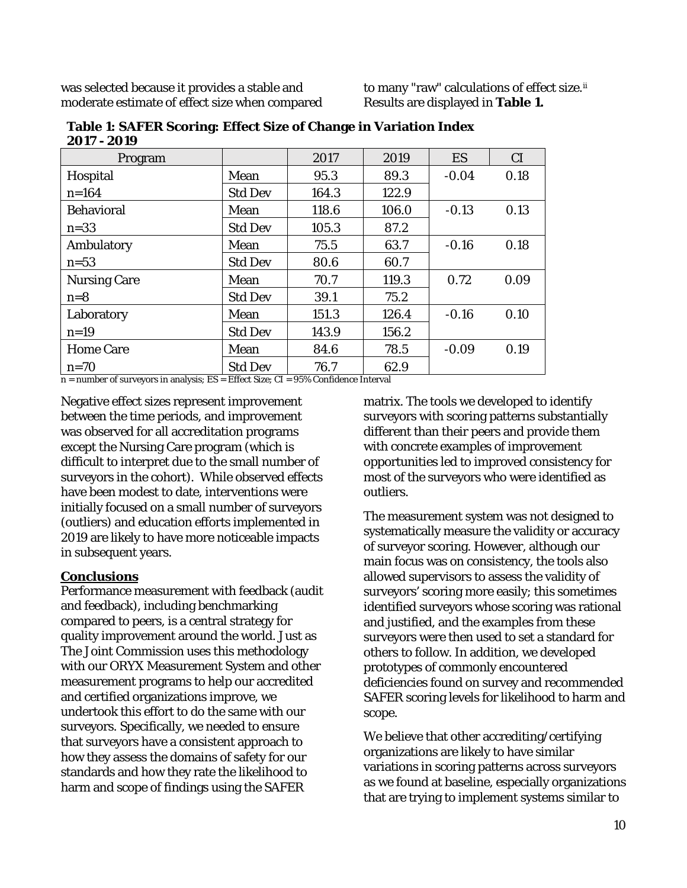was selected because it provides a stable and moderate estimate of effect size when compared to many "raw" calculations of effect size.[ii] Results are displayed in **Table 1.**

**Table 1: SAFER Scoring: Effect Size of Change in Variation Index 2017 - 2019**

| Program | | 2017 | 2019 | ES | CI |
|---|---|---|---|---|---|
| Hospital | Mean | 95.3 | 89.3 | -0.04 | 0.18 |
| n=164 | Std Dev | 164.3 | 122.9 | | |
| Behavioral | Mean | 118.6 | 106.0 | -0.13 | 0.13 |
| n=33 | Std Dev | 105.3 | 87.2 | | |
| Ambulatory | Mean | 75.5 | 63.7 | -0.16 | 0.18 |
| n=53 | Std Dev | 80.6 | 60.7 | | |
| Nursing Care | Mean | 70.7 | 119.3 | 0.72 | 0.09 |
| n=8 | Std Dev | 39.1 | 75.2 | | |
| Laboratory | Mean | 151.3 | 126.4 | -0.16 | 0.10 |
| n=19 | Std Dev | 143.9 | 156.2 | | |
| Home Care | Mean | 84.6 | 78.5 | -0.09 | 0.19 |
| n=70 | Std Dev | 76.7 | 62.9 | | |

n = number of surveyors in analysis; ES = Effect Size; CI = 95% Confidence Interval

Negative effect sizes represent improvement between the time periods, and improvement was observed for all accreditation programs except the Nursing Care program (which is difficult to interpret due to the small number of surveyors in the cohort). While observed effects have been modest to date, interventions were initially focused on a small number of surveyors (outliers) and education efforts implemented in 2019 are likely to have more noticeable impacts in subsequent years.

## Conclusions

Performance measurement with feedback (audit and feedback), including benchmarking compared to peers, is a central strategy for quality improvement around the world. Just as The Joint Commission uses this methodology with our ORYX Measurement System and other measurement programs to help our accredited and certified organizations improve, we undertook this effort to do the same with our surveyors. Specifically, we needed to ensure that surveyors have a consistent approach to how they assess the domains of safety for our standards and how they rate the likelihood to harm and scope of findings using the SAFER matrix. The tools we developed to identify surveyors with scoring patterns substantially different than their peers and provide them with concrete examples of improvement opportunities led to improved consistency for most of the surveyors who were identified as outliers.

The measurement system was not designed to systematically measure the validity or accuracy of surveyor scoring. However, although our main focus was on consistency, the tools also allowed supervisors to assess the validity of surveyors' scoring more easily; this sometimes identified surveyors whose scoring was rational and justified, and the examples from these surveyors were then used to set a standard for others to follow. In addition, we developed prototypes of commonly encountered deficiencies found on survey and recommended SAFER scoring levels for likelihood to harm and scope.

We believe that other accrediting/certifying organizations are likely to have similar variations in scoring patterns across surveyors as we found at baseline, especially organizations that are trying to implement systems similar to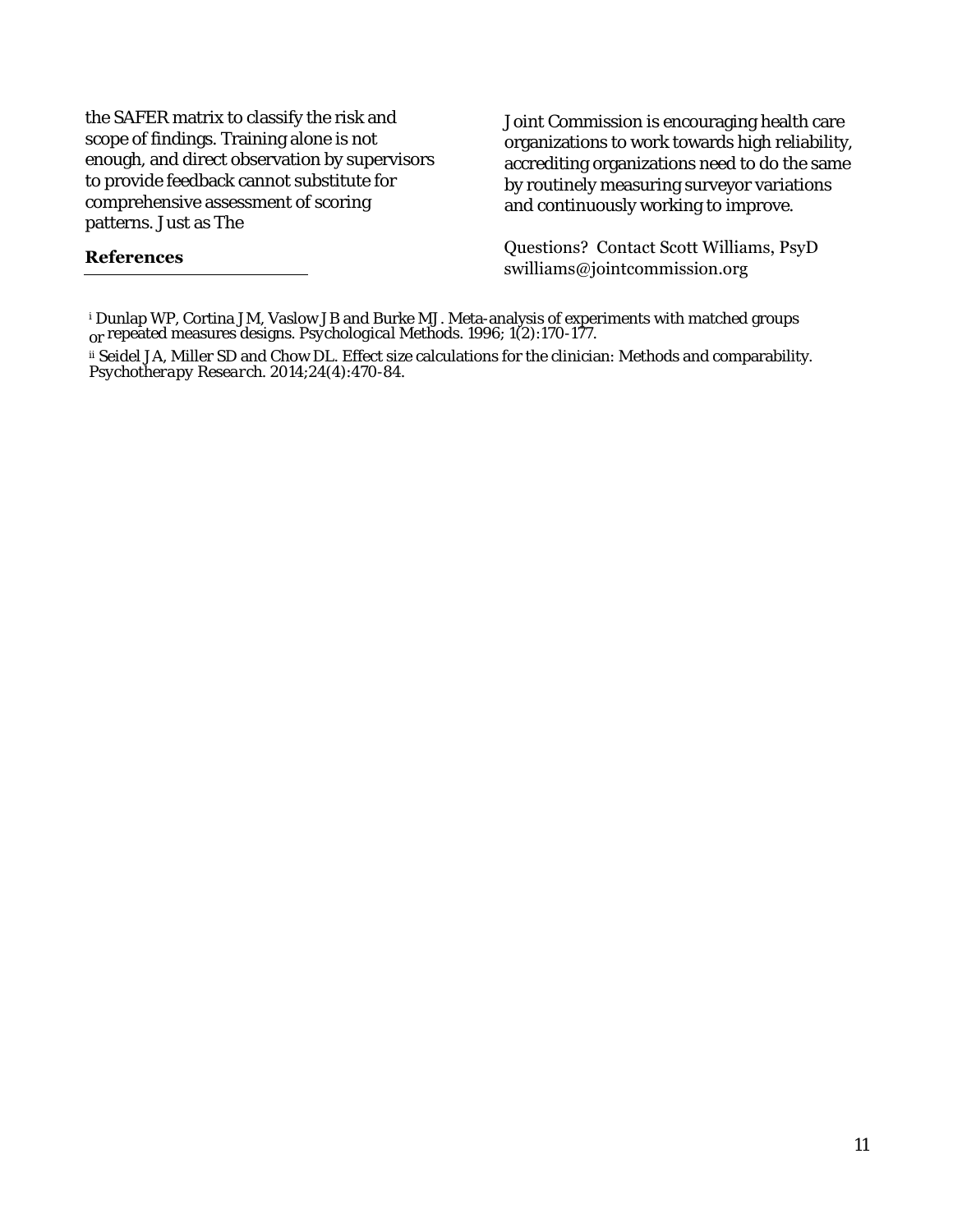the SAFER matrix to classify the risk and scope of findings. Training alone is not enough, and direct observation by supervisors to provide feedback cannot substitute for comprehensive assessment of scoring patterns. Just as The Joint Commission is encouraging health care organizations to work towards high reliability, accrediting organizations need to do the same by routinely measuring surveyor variations and continuously working to improve.

Questions? Contact Scott Williams, PsyD
swilliams@jointcommission.org

**References**

[i] Dunlap WP, Cortina JM, Vaslow JB and Burke MJ. Meta-analysis of experiments with matched groups or repeated measures designs. *Psychological Methods*. 1996; 1(2):170-177.

[ii] Seidel JA, Miller SD and Chow DL. Effect size calculations for the clinician: Methods and comparability. *Psychotherapy Research*. 2014;24(4):470-84.